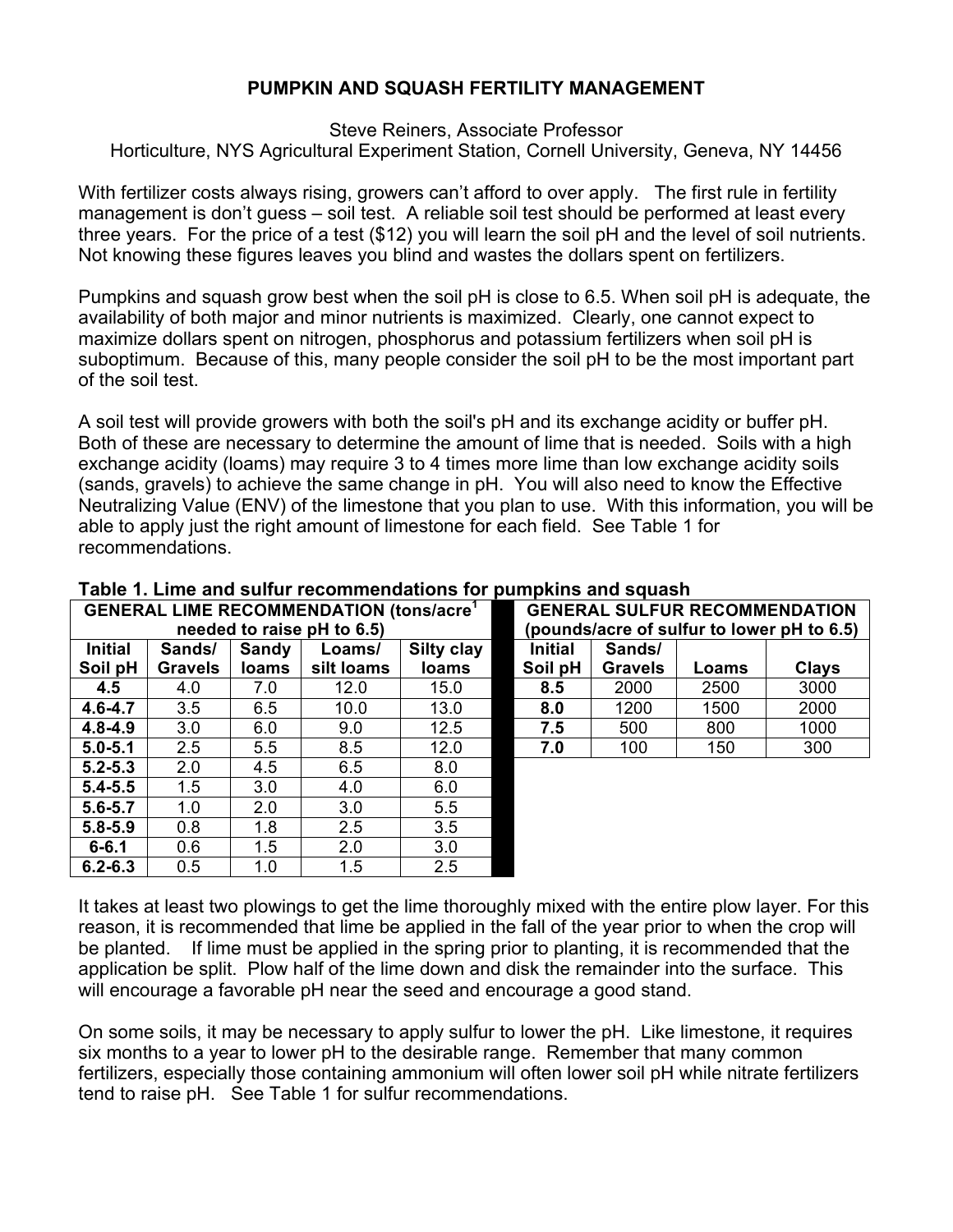# PUMPKIN AND SQUASH FERTILITY MANAGEMENT

Steve Reiners, Associate Professor
Horticulture, NYS Agricultural Experiment Station, Cornell University, Geneva, NY 14456

With fertilizer costs always rising, growers can't afford to over apply. The first rule in fertility management is don't guess – soil test. A reliable soil test should be performed at least every three years. For the price of a test ($12) you will learn the soil pH and the level of soil nutrients. Not knowing these figures leaves you blind and wastes the dollars spent on fertilizers.

Pumpkins and squash grow best when the soil pH is close to 6.5. When soil pH is adequate, the availability of both major and minor nutrients is maximized. Clearly, one cannot expect to maximize dollars spent on nitrogen, phosphorus and potassium fertilizers when soil pH is suboptimum. Because of this, many people consider the soil pH to be the most important part of the soil test.

A soil test will provide growers with both the soil's pH and its exchange acidity or buffer pH. Both of these are necessary to determine the amount of lime that is needed. Soils with a high exchange acidity (loams) may require 3 to 4 times more lime than low exchange acidity soils (sands, gravels) to achieve the same change in pH. You will also need to know the Effective Neutralizing Value (ENV) of the limestone that you plan to use. With this information, you will be able to apply just the right amount of limestone for each field. See Table 1 for recommendations.

**Table 1. Lime and sulfur recommendations for pumpkins and squash**

| GENERAL LIME RECOMMENDATION (tons/acre[1] needed to raise pH to 6.5) | | | | |
|---|---|---|---|---|
| **Initial Soil pH** | **Sands/ Gravels** | **Sandy loams** | **Loams/ silt loams** | **Silty clay loams** |
| **4.5** | 4.0 | 7.0 | 12.0 | 15.0 |
| **4.6-4.7** | 3.5 | 6.5 | 10.0 | 13.0 |
| **4.8-4.9** | 3.0 | 6.0 | 9.0 | 12.5 |
| **5.0-5.1** | 2.5 | 5.5 | 8.5 | 12.0 |
| **5.2-5.3** | 2.0 | 4.5 | 6.5 | 8.0 |
| **5.4-5.5** | 1.5 | 3.0 | 4.0 | 6.0 |
| **5.6-5.7** | 1.0 | 2.0 | 3.0 | 5.5 |
| **5.8-5.9** | 0.8 | 1.8 | 2.5 | 3.5 |
| **6-6.1** | 0.6 | 1.5 | 2.0 | 3.0 |
| **6.2-6.3** | 0.5 | 1.0 | 1.5 | 2.5 |

| GENERAL SULFUR RECOMMENDATION (pounds/acre of sulfur to lower pH to 6.5) | | | |
|---|---|---|---|
| **Initial Soil pH** | **Sands/ Gravels** | **Loams** | **Clays** |
| **8.5** | 2000 | 2500 | 3000 |
| **8.0** | 1200 | 1500 | 2000 |
| **7.5** | 500 | 800 | 1000 |
| **7.0** | 100 | 150 | 300 |

It takes at least two plowings to get the lime thoroughly mixed with the entire plow layer. For this reason, it is recommended that lime be applied in the fall of the year prior to when the crop will be planted. If lime must be applied in the spring prior to planting, it is recommended that the application be split. Plow half of the lime down and disk the remainder into the surface. This will encourage a favorable pH near the seed and encourage a good stand.

On some soils, it may be necessary to apply sulfur to lower the pH. Like limestone, it requires six months to a year to lower pH to the desirable range. Remember that many common fertilizers, especially those containing ammonium will often lower soil pH while nitrate fertilizers tend to raise pH. See Table 1 for sulfur recommendations.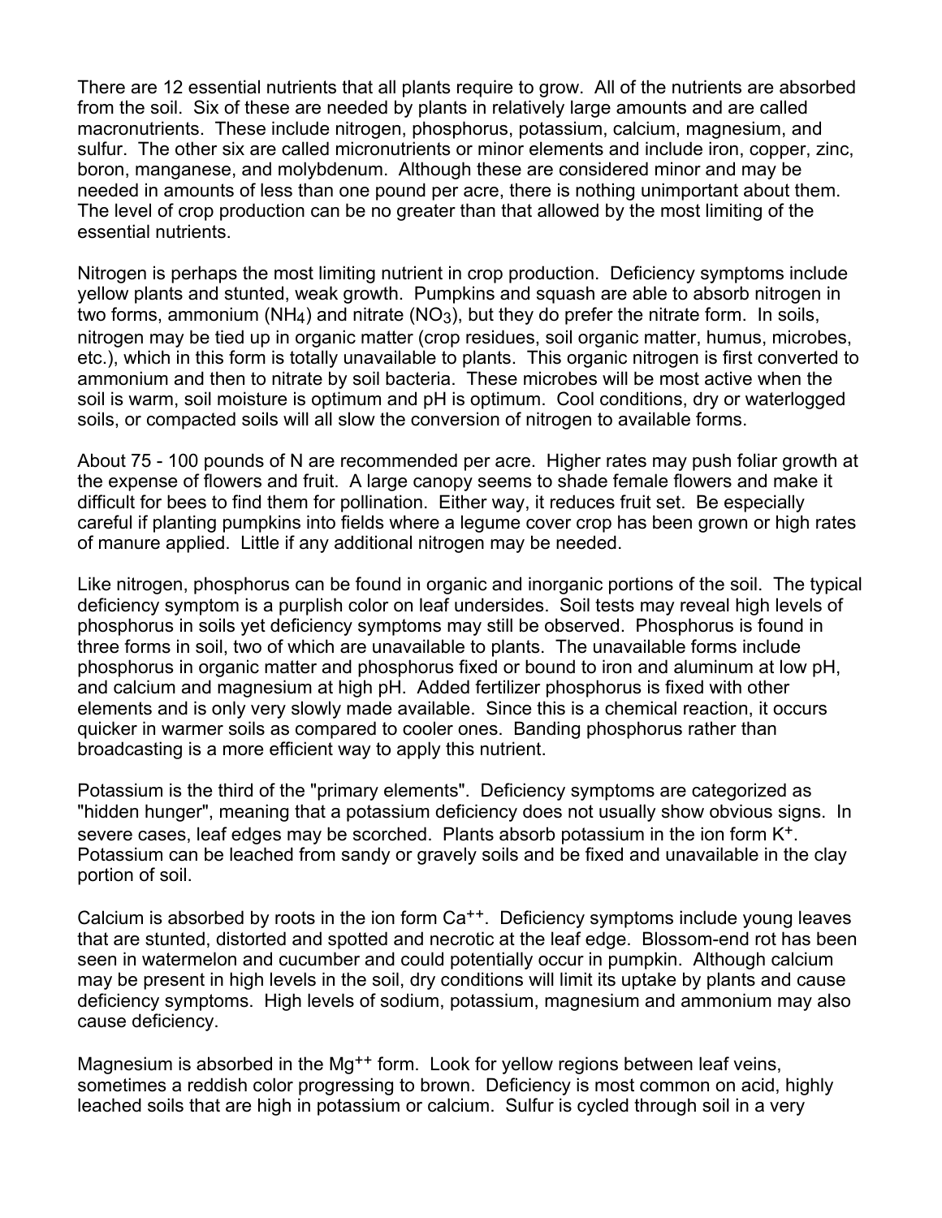There are 12 essential nutrients that all plants require to grow. All of the nutrients are absorbed from the soil. Six of these are needed by plants in relatively large amounts and are called macronutrients. These include nitrogen, phosphorus, potassium, calcium, magnesium, and sulfur. The other six are called micronutrients or minor elements and include iron, copper, zinc, boron, manganese, and molybdenum. Although these are considered minor and may be needed in amounts of less than one pound per acre, there is nothing unimportant about them. The level of crop production can be no greater than that allowed by the most limiting of the essential nutrients.

Nitrogen is perhaps the most limiting nutrient in crop production. Deficiency symptoms include yellow plants and stunted, weak growth. Pumpkins and squash are able to absorb nitrogen in two forms, ammonium ($NH_4$) and nitrate ($NO_3$), but they do prefer the nitrate form. In soils, nitrogen may be tied up in organic matter (crop residues, soil organic matter, humus, microbes, etc.), which in this form is totally unavailable to plants. This organic nitrogen is first converted to ammonium and then to nitrate by soil bacteria. These microbes will be most active when the soil is warm, soil moisture is optimum and pH is optimum. Cool conditions, dry or waterlogged soils, or compacted soils will all slow the conversion of nitrogen to available forms.

About 75 - 100 pounds of N are recommended per acre. Higher rates may push foliar growth at the expense of flowers and fruit. A large canopy seems to shade female flowers and make it difficult for bees to find them for pollination. Either way, it reduces fruit set. Be especially careful if planting pumpkins into fields where a legume cover crop has been grown or high rates of manure applied. Little if any additional nitrogen may be needed.

Like nitrogen, phosphorus can be found in organic and inorganic portions of the soil. The typical deficiency symptom is a purplish color on leaf undersides. Soil tests may reveal high levels of phosphorus in soils yet deficiency symptoms may still be observed. Phosphorus is found in three forms in soil, two of which are unavailable to plants. The unavailable forms include phosphorus in organic matter and phosphorus fixed or bound to iron and aluminum at low pH, and calcium and magnesium at high pH. Added fertilizer phosphorus is fixed with other elements and is only very slowly made available. Since this is a chemical reaction, it occurs quicker in warmer soils as compared to cooler ones. Banding phosphorus rather than broadcasting is a more efficient way to apply this nutrient.

Potassium is the third of the "primary elements". Deficiency symptoms are categorized as "hidden hunger", meaning that a potassium deficiency does not usually show obvious signs. In severe cases, leaf edges may be scorched. Plants absorb potassium in the ion form $K^+$. Potassium can be leached from sandy or gravely soils and be fixed and unavailable in the clay portion of soil.

Calcium is absorbed by roots in the ion form $Ca^{++}$. Deficiency symptoms include young leaves that are stunted, distorted and spotted and necrotic at the leaf edge. Blossom-end rot has been seen in watermelon and cucumber and could potentially occur in pumpkin. Although calcium may be present in high levels in the soil, dry conditions will limit its uptake by plants and cause deficiency symptoms. High levels of sodium, potassium, magnesium and ammonium may also cause deficiency.

Magnesium is absorbed in the $Mg^{++}$ form. Look for yellow regions between leaf veins, sometimes a reddish color progressing to brown. Deficiency is most common on acid, highly leached soils that are high in potassium or calcium. Sulfur is cycled through soil in a very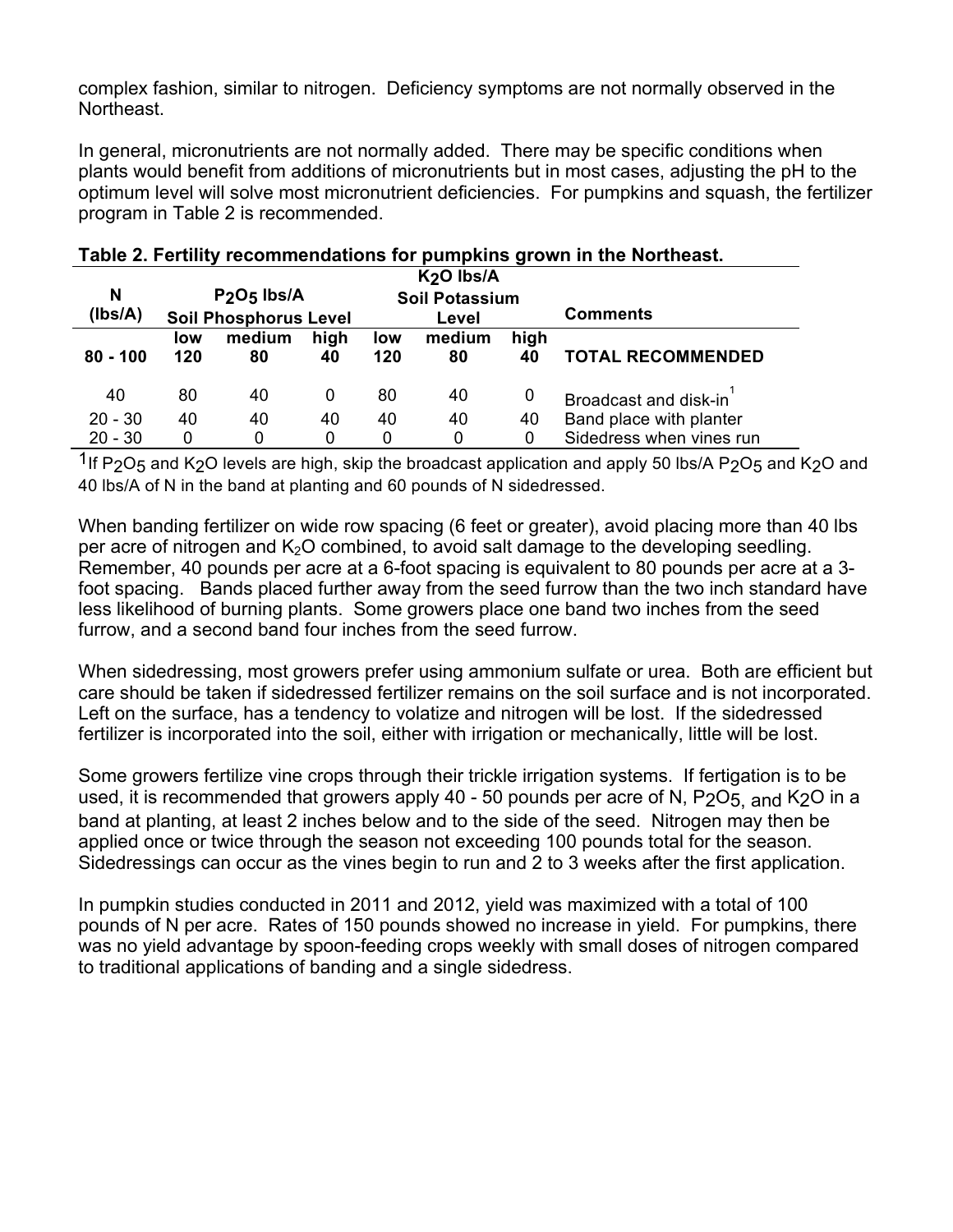complex fashion, similar to nitrogen. Deficiency symptoms are not normally observed in the Northeast.

In general, micronutrients are not normally added. There may be specific conditions when plants would benefit from additions of micronutrients but in most cases, adjusting the pH to the optimum level will solve most micronutrient deficiencies. For pumpkins and squash, the fertilizer program in Table 2 is recommended.

**Table 2. Fertility recommendations for pumpkins grown in the Northeast.**

| N (lbs/A) | $P_2O_5$ lbs/A Soil Phosphorus Level | | | $K_2O$ lbs/A Soil Potassium Level | | | Comments |
|---|---|---|---|---|---|---|---|
| | low | medium | high | low | medium | high | |
| **80 - 100** | **120** | **80** | **40** | **120** | **80** | **40** | **TOTAL RECOMMENDED** |
| 40 | 80 | 40 | 0 | 80 | 40 | 0 | Broadcast and disk-in[1] |
| 20 - 30 | 40 | 40 | 40 | 40 | 40 | 40 | Band place with planter |
| 20 - 30 | 0 | 0 | 0 | 0 | 0 | 0 | Sidedress when vines run |

[1]If $P_2O_5$ and $K_2O$ levels are high, skip the broadcast application and apply 50 lbs/A $P_2O_5$ and $K_2O$ and 40 lbs/A of N in the band at planting and 60 pounds of N sidedressed.

When banding fertilizer on wide row spacing (6 feet or greater), avoid placing more than 40 lbs per acre of nitrogen and $K_2O$ combined, to avoid salt damage to the developing seedling. Remember, 40 pounds per acre at a 6-foot spacing is equivalent to 80 pounds per acre at a 3-foot spacing. Bands placed further away from the seed furrow than the two inch standard have less likelihood of burning plants. Some growers place one band two inches from the seed furrow, and a second band four inches from the seed furrow.

When sidedressing, most growers prefer using ammonium sulfate or urea. Both are efficient but care should be taken if sidedressed fertilizer remains on the soil surface and is not incorporated. Left on the surface, has a tendency to volatize and nitrogen will be lost. If the sidedressed fertilizer is incorporated into the soil, either with irrigation or mechanically, little will be lost.

Some growers fertilize vine crops through their trickle irrigation systems. If fertigation is to be used, it is recommended that growers apply 40 - 50 pounds per acre of N, $P_2O_5$, and $K_2O$ in a band at planting, at least 2 inches below and to the side of the seed. Nitrogen may then be applied once or twice through the season not exceeding 100 pounds total for the season. Sidedressings can occur as the vines begin to run and 2 to 3 weeks after the first application.

In pumpkin studies conducted in 2011 and 2012, yield was maximized with a total of 100 pounds of N per acre. Rates of 150 pounds showed no increase in yield. For pumpkins, there was no yield advantage by spoon-feeding crops weekly with small doses of nitrogen compared to traditional applications of banding and a single sidedress.